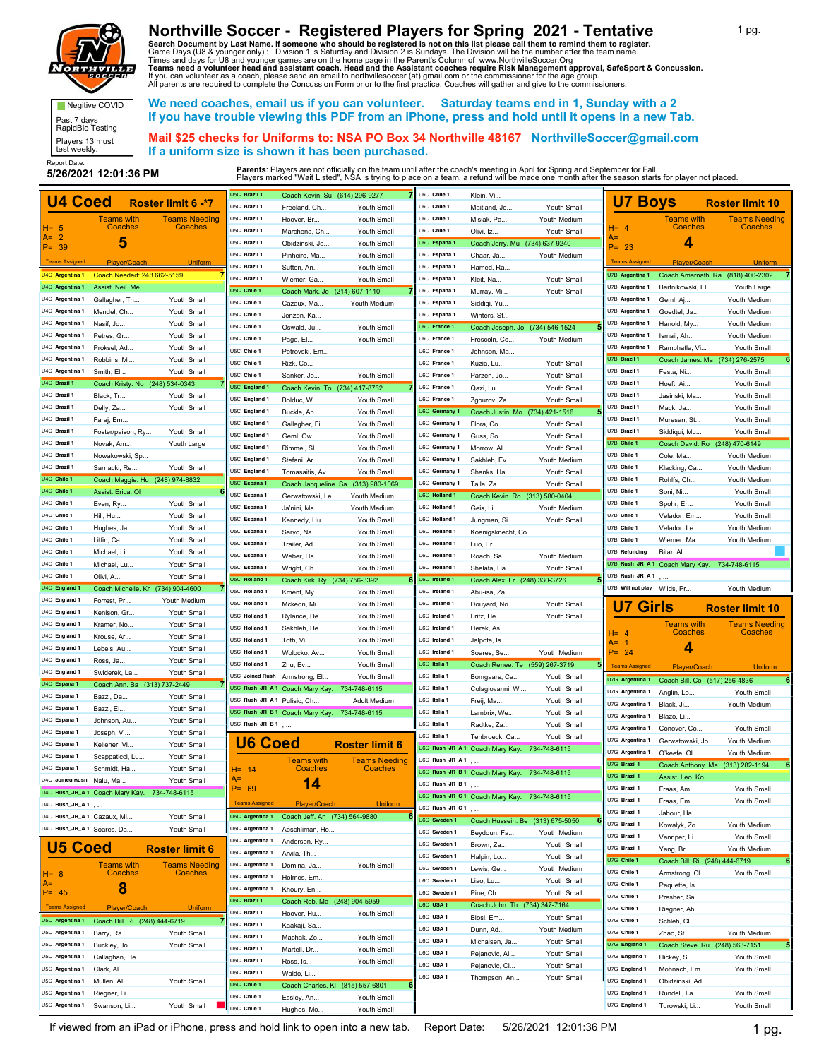# Northville Soccer - Registered Players for Spring 2021 - Tentative

**Search Document by Last Name. If someone who should be registered is not on this list please call them to remind them to register.**
Game Days (U8 & younger only) : Division 1 is Saturday and Division 2 is Sundays. The Division will be the number after the team name.
Times and days for U8 and younger games are on the home page in the Parent's Column of www.NorthvilleSoccer.Org
**Teams need a volunteer head and assistant coach. Head and the Assistant coaches require Risk Management approval, SafeSport & Concussion.**
If you can volunteer as a coach, please send an email to northvillesoccer (at) gmail.com or the commissioner for the age group.
All parents are required to complete the Concussion Form prior to the first practice. Coaches will gather and give to the commissioners.

Negitive COVID
Past 7 days RapidBio Testing
Players 13 must test weekly.

**We need coaches, email us if you can volunteer. Saturday teams end in 1, Sunday with a 2**
**If you have trouble viewing this PDF from an iPhone, press and hold until it opens in a new Tab.**

**Mail $25 checks for Uniforms to: NSA PO Box 34 Northville 48167 NorthvilleSoccer@gmail.com**
**If a uniform size is shown it has been purchased.**

Report Date:
**5/26/2021 12:01:36 PM**

**Parents**: Players are not officially on the team until after the coach's meeting in April for Spring and September for Fall.
Players marked "Wait Listed", NSA is trying to place on a team, a refund will be made one month after the season starts for player not placed.

## U4 Coed — Roster limit 6 -*7

H= 5, A= 2, P= 39 — Teams with Coaches: 5 — Teams Needing Coaches

| Teams Assigned | Player/Coach | Uniform |
|---|---|---|
| U4C Argentina 1 | Coach Needed: 248 662-5159 | 7 |
| U4C Argentina 1 | Assist. Neil. Me | |
| U4C Argentina 1 | Gallagher, Th... | Youth Small |
| U4C Argentina 1 | Mendel, Ch... | Youth Small |
| U4C Argentina 1 | Nasif, Jo... | Youth Small |
| U4C Argentina 1 | Petres, Gr... | Youth Small |
| U4C Argentina 1 | Proksel, Ad... | Youth Small |
| U4C Argentina 1 | Robbins, Mi... | Youth Small |
| U4C Argentina 1 | Smith, El... | Youth Small |
| U4C Brazil 1 | Coach Kristy. No (248) 534-0343 | 7 |
| U4C Brazil 1 | Black, Tr... | Youth Small |
| U4C Brazil 1 | Delly, Za... | Youth Small |
| U4C Brazil 1 | Faraj, Em... | |
| U4C Brazil 1 | Foster/paison, Ry... | Youth Small |
| U4C Brazil 1 | Novak, Am... | Youth Large |
| U4C Brazil 1 | Nowakowski, Sp... | |
| U4C Brazil 1 | Sarnacki, Re... | Youth Small |
| U4C Chile 1 | Coach Maggie. Hu (248) 974-8832 | |
| U4C Chile 1 | Assist. Erica. Ol | 6 |
| U4C Chile 1 | Even, Ry... | Youth Small |
| U4C Chile 1 | Hill, Hu... | Youth Small |
| U4C Chile 1 | Hughes, Ja... | Youth Small |
| U4C Chile 1 | Litfin, Ca... | Youth Small |
| U4C Chile 1 | Michael, Li... | Youth Small |
| U4C Chile 1 | Michael, Lu... | Youth Small |
| U4C Chile 1 | Olivi, A.... | Youth Small |
| U4C England 1 | Coach Michelle. Kr (734) 904-4600 | 7 |
| U4C England 1 | Forrest, Pr... | Youth Medium |
| U4C England 1 | Kenison, Gr... | Youth Small |
| U4C England 1 | Kramer, No... | Youth Small |
| U4C England 1 | Krouse, Ar... | Youth Small |
| U4C England 1 | Lebeis, Au... | Youth Small |
| U4C England 1 | Ross, Ja... | Youth Small |
| U4C England 1 | Swiderek, La... | Youth Small |
| U4C Espana 1 | Coach Ann. Ba (313) 737-2449 | 7 |
| U4C Espana 1 | Bazzi, Da... | Youth Small |
| U4C Espana 1 | Bazzi, El... | Youth Small |
| U4C Espana 1 | Johnson, Au... | Youth Small |
| U4C Espana 1 | Joseph, Vi... | Youth Small |
| U4C Espana 1 | Kelleher, Vi... | Youth Small |
| U4C Espana 1 | Scappaticci, Lu... | Youth Small |
| U4C Espana 1 | Schmidt, Ha... | Youth Small |
| U4C Joined Rush | Nalu, Ma... | Youth Small |
| U4C Rush_JR_A 1 | Coach Mary Kay. 734-748-6115 | |
| U4C Rush_JR_A 1 | , ... | |
| U4C Rush_JR_A 1 | Cazaux, Mi... | Youth Small |
| U4C Rush_JR_A 1 | Soares, Da... | Youth Small |

## U5 Coed — Roster limit 6

H= 8, A=, P= 45 — Teams with Coaches: 8 — Teams Needing Coaches

| Teams Assigned | Player/Coach | Uniform |
|---|---|---|
| U5C Argentina 1 | Coach Bill. Ri (248) 444-6719 | 7 |
| U5C Argentina 1 | Barry, Ra... | Youth Small |
| U5C Argentina 1 | Buckley, Jo... | Youth Small |
| U5C Argentina 1 | Callaghan, He... | |
| U5C Argentina 1 | Clark, Al... | |
| U5C Argentina 1 | Mullen, Al... | Youth Small |
| U5C Argentina 1 | Riegner, Li... | |
| U5C Argentina 1 | Swanson, Li... | Youth Small |
| U5C Brazil 1 | Coach Kevin. Su (614) 296-9277 | 7 |
| U5C Brazil 1 | Freeland, Ch... | Youth Small |
| U5C Brazil 1 | Hoover, Br... | Youth Small |
| U5C Brazil 1 | Marchena, Ch... | Youth Small |
| U5C Brazil 1 | Obidzinski, Jo... | Youth Small |
| U5C Brazil 1 | Pinheiro, Ma... | Youth Small |
| U5C Brazil 1 | Sutton, An... | Youth Small |
| U5C Brazil 1 | Wiemer, Ga... | Youth Small |
| U5C Chile 1 | Coach Mark. Je (214) 607-1110 | 7 |
| U5C Chile 1 | Cazaux, Ma... | Youth Medium |
| U5C Chile 1 | Jenzen, Ka... | |
| U5C Chile 1 | Oswald, Ju... | Youth Small |
| U5C Chile 1 | Page, El... | Youth Small |
| U5C Chile 1 | Petrovski, Em... | |
| U5C Chile 1 | Rizk, Co... | |
| U5C Chile 1 | Sanker, Jo... | Youth Small |
| U5C England 1 | Coach Kevin. To (734) 417-8762 | 7 |
| U5C England 1 | Bolduc, Wi... | Youth Small |
| U5C England 1 | Buckle, An... | Youth Small |
| U5C England 1 | Gallagher, Fi... | Youth Small |
| U5C England 1 | Geml, Ow... | Youth Small |
| U5C England 1 | Rimmel, Sl... | Youth Small |
| U5C England 1 | Stefani, Ar... | Youth Small |
| U5C England 1 | Tomasaitis, Av... | Youth Small |
| U5C Espana 1 | Coach Jacqueline. Sa (313) 980-1069 | |
| U5C Espana 1 | Gerwatowski, Le... | Youth Medium |
| U5C Espana 1 | Ja'nini, Ma... | Youth Medium |
| U5C Espana 1 | Kennedy, Hu... | Youth Small |
| U5C Espana 1 | Sarvo, Na... | Youth Small |
| U5C Espana 1 | Trailer, Ad... | Youth Small |
| U5C Espana 1 | Weber, Ha... | Youth Small |
| U5C Espana 1 | Wright, Ch... | Youth Small |
| U5C Holland 1 | Coach Kirk. Ry (734) 756-3392 | 6 |
| U5C Holland 1 | Kment, My... | Youth Small |
| U5C Holland 1 | Mckeon, Mi... | Youth Small |
| U5C Holland 1 | Rylance, De... | Youth Small |
| U5C Holland 1 | Sakhleh, He... | Youth Small |
| U5C Holland 1 | Toth, Vi... | Youth Small |
| U5C Holland 1 | Wolocko, Av... | Youth Small |
| U5C Holland 1 | Zhu, Ev... | Youth Small |
| U5C Joined Rush | Armstrong, El... | Youth Small |
| U5C Rush_JR_A 1 | Coach Mary Kay. 734-748-6115 | |
| U5C Rush_JR_A 1 | Pulisic, Ch... | Adult Medium |
| U5C Rush_JR_B 1 | Coach Mary Kay. 734-748-6115 | |
| U5C Rush_JR_B 1 | , ... | |

## U6 Coed — Roster limit 6

H= 14, A=, P= 69 — Teams with Coaches: 14 — Teams Needing Coaches

| Teams Assigned | Player/Coach | Uniform |
|---|---|---|
| U6C Argentina 1 | Coach Jeff. An (734) 564-9880 | 6 |
| U6C Argentina 1 | Aeschliman, Ho... | |
| U6C Argentina 1 | Andersen, Ry... | |
| U6C Argentina 1 | Arvila, Th... | |
| U6C Argentina 1 | Domina, Ja... | Youth Small |
| U6C Argentina 1 | Holmes, Em... | |
| U6C Argentina 1 | Khoury, En... | |
| U6C Brazil 1 | Coach Rob. Ma (248) 904-5959 | |
| U6C Brazil 1 | Hoover, Hu... | Youth Small |
| U6C Brazil 1 | Kaakaji, Sa... | |
| U6C Brazil 1 | Machak, Zo... | Youth Small |
| U6C Brazil 1 | Martell, Dr... | Youth Small |
| U6C Brazil 1 | Ross, Is... | Youth Small |
| U6C Brazil 1 | Waldo, Li... | |
| U6C Chile 1 | Coach Charles. Kl (815) 557-6801 | 6 |
| U6C Chile 1 | Essley, An... | Youth Small |
| U6C Chile 1 | Hughes, Mo... | Youth Small |
| U6C Chile 1 | Klein, Vi... | |
| U6C Chile 1 | Maitland, Je... | Youth Small |
| U6C Chile 1 | Misiak, Pa... | Youth Medium |
| U6C Chile 1 | Olivi, Iz... | Youth Small |
| U6C Espana 1 | Coach Jerry. Mu (734) 637-9240 | |
| U6C Espana 1 | Chaar, Ja... | Youth Medium |
| U6C Espana 1 | Hamed, Ra... | |
| U6C Espana 1 | Kleit, Na... | Youth Small |
| U6C Espana 1 | Murray, Mi... | Youth Small |
| U6C Espana 1 | Siddiqi, Yu... | |
| U6C Espana 1 | Winters, St... | |
| U6C France 1 | Coach Joseph. Jo (734) 546-1524 | 5 |
| U6C France 1 | Frescoln, Co... | Youth Medium |
| U6C France 1 | Johnson, Ma... | |
| U6C France 1 | Kuzia, Lu... | Youth Small |
| U6C France 1 | Parzen, Jo... | Youth Small |
| U6C France 1 | Qazi, Lu... | Youth Small |
| U6C France 1 | Zgorzov, Za... | Youth Small |
| U6C Germany 1 | Coach Justin. Mo (734) 421-1516 | 5 |
| U6C Germany 1 | Flora, Co... | Youth Small |
| U6C Germany 1 | Guss, So... | Youth Small |
| U6C Germany 1 | Morrow, Al... | Youth Small |
| U6C Germany 1 | Sakhleh, Ev... | Youth Medium |
| U6C Germany 1 | Shanks, Ha... | Youth Small |
| U6C Germany 1 | Taila, Za... | Youth Small |
| U6C Holland 1 | Coach Kevin. Ro (313) 580-0404 | |
| U6C Holland 1 | Geis, Li... | Youth Medium |
| U6C Holland 1 | Jungman, Si... | Youth Small |
| U6C Holland 1 | Koenigsknecht, Co... | |
| U6C Holland 1 | Luo, Er... | |
| U6C Holland 1 | Roach, Sa... | Youth Medium |
| U6C Holland 1 | Shelata, Ha... | Youth Small |
| U6C Ireland 1 | Coach Alex. Fr (248) 330-3726 | 5 |
| U6C Ireland 1 | Abu-isa, Za... | |
| U6C Ireland 1 | Douyard, No... | Youth Small |
| U6C Ireland 1 | Fritz, He... | Youth Small |
| U6C Ireland 1 | Herek, As... | |
| U6C Ireland 1 | Jalpota, Is... | |
| U6C Ireland 1 | Soares, Se... | Youth Medium |
| U6C Italia 1 | Coach Renee. Te (559) 267-3719 | 5 |
| U6C Italia 1 | Bomgaars, Ca... | Youth Small |
| U6C Italia 1 | Colagiovanni, Wi... | Youth Small |
| U6C Italia 1 | Freij, Ma... | Youth Small |
| U6C Italia 1 | Lambrix, We... | Youth Small |
| U6C Italia 1 | Radtke, Za... | Youth Small |
| U6C Italia 1 | Tenbroeck, Ca... | Youth Small |
| U6C Rush_JR_A 1 | Coach Mary Kay. 734-748-6115 | |
| U6C Rush_JR_A 1 | , ... | |
| U6C Rush_JR_B 1 | Coach Mary Kay. 734-748-6115 | |
| U6C Rush_JR_B 1 | , ... | |
| U6C Rush_JR_C 1 | Coach Mary Kay. 734-748-6115 | |
| U6C Rush_JR_C 1 | , ... | |
| U6C Sweden 1 | Coach Hussein. Be (313) 675-5050 | 6 |
| U6C Sweden 1 | Beydoun, Fa... | Youth Medium |
| U6C Sweden 1 | Brown, Za... | Youth Small |
| U6C Sweden 1 | Halpin, Lo... | Youth Small |
| U6C Sweden 1 | Lewis, Ge... | Youth Medium |
| U6C Sweden 1 | Liao, Lu... | Youth Small |
| U6C Sweden 1 | Pine, Ch... | Youth Small |
| U6C USA 1 | Coach John. Th (734) 347-7164 | |
| U6C USA 1 | Blosl, Em... | Youth Small |
| U6C USA 1 | Dunn, Ad... | Youth Medium |
| U6C USA 1 | Michalsen, Ja... | Youth Small |
| U6C USA 1 | Pejanovic, Al... | Youth Small |
| U6C USA 1 | Pejanovic, Cl... | Youth Small |
| U6C USA 1 | Thompson, An... | Youth Small |

## U7 Boys — Roster limit 10

H= 4, A=, P= 23 — Teams with Coaches: 4 — Teams Needing Coaches

| Teams Assigned | Player/Coach | Uniform |
|---|---|---|
| U7B Argentina 1 | Coach Amarnath. Ra (818) 400-2302 | 7 |
| U7B Argentina 1 | Bartnikowski, El... | Youth Large |
| U7B Argentina 1 | Geml, Aj... | Youth Medium |
| U7B Argentina 1 | Goedtel, Ja... | Youth Medium |
| U7B Argentina 1 | Hanold, My... | Youth Medium |
| U7B Argentina 1 | Ismail, Ah... | Youth Medium |
| U7B Argentina 1 | Rambhatla, Vi... | Youth Small |
| U7B Brazil 1 | Coach James. Ma (734) 276-2575 | 6 |
| U7B Brazil 1 | Festa, Ni... | Youth Small |
| U7B Brazil 1 | Hoeft, Ai... | Youth Small |
| U7B Brazil 1 | Jasinski, Ma... | Youth Small |
| U7B Brazil 1 | Mack, Ja... | Youth Small |
| U7B Brazil 1 | Muresan, St... | Youth Small |
| U7B Brazil 1 | Siddiqui, Mu... | Youth Small |
| U7B Chile 1 | Coach David. Ro (248) 470-6149 | |
| U7B Chile 1 | Cole, Ma... | Youth Medium |
| U7B Chile 1 | Klacking, Ca... | Youth Medium |
| U7B Chile 1 | Rohlfs, Ch... | Youth Medium |
| U7B Chile 1 | Soni, Ni... | Youth Small |
| U7B Chile 1 | Spohr, Er... | Youth Small |
| U7B Chile 1 | Velador, Em... | Youth Small |
| U7B Chile 1 | Velador, Le... | Youth Medium |
| U7B Chile 1 | Wiemer, Ma... | Youth Medium |
| U7B Refunding | Bitar, Al... | |
| U7B Rush_JR_A 1 | Coach Mary Kay. 734-748-6115 | |
| U7B Rush_JR_A 1 | , ... | |
| U7B Will not play | Wilds, Pr... | Youth Medium |

## U7 Girls — Roster limit 10

H= 4, A= 1, P= 24 — Teams with Coaches: 4 — Teams Needing Coaches

| Teams Assigned | Player/Coach | Uniform |
|---|---|---|
| U7G Argentina 1 | Coach Bill. Co (517) 256-4836 | 6 |
| U7G Argentina 1 | Anglin, Lo... | Youth Small |
| U7G Argentina 1 | Black, Ji... | Youth Medium |
| U7G Argentina 1 | Blazo, Li... | |
| U7G Argentina 1 | Conover, Co... | Youth Small |
| U7G Argentina 1 | Gerwatowski, Jo... | Youth Medium |
| U7G Argentina 1 | O'keefe, Ol... | Youth Medium |
| U7G Brazil 1 | Coach Anthony. Ma (313) 282-1194 | 6 |
| U7G Brazil 1 | Assist. Leo. Ko | |
| U7G Brazil 1 | Fraas, Am... | Youth Small |
| U7G Brazil 1 | Fraas, Em... | Youth Small |
| U7G Brazil 1 | Jabour, Ha... | |
| U7G Brazil 1 | Kowalyk, Zo... | Youth Medium |
| U7G Brazil 1 | Vanriper, Li... | Youth Small |
| U7G Brazil 1 | Yang, Br... | Youth Medium |
| U7G Chile 1 | Coach Bill. Ri (248) 444-6719 | 6 |
| U7G Chile 1 | Armstrong, Cl... | Youth Small |
| U7G Chile 1 | Paquette, Is... | |
| U7G Chile 1 | Presher, Sa... | |
| U7G Chile 1 | Riegner, Ab... | |
| U7G Chile 1 | Schleh, Cl... | |
| U7G Chile 1 | Zhao, St... | Youth Medium |
| U7G England 1 | Coach Steve. Ru (248) 563-7151 | 5 |
| U7G England 1 | Hickey, Sl... | Youth Small |
| U7G England 1 | Mohnach, Em... | Youth Small |
| U7G England 1 | Obidzinski, Ad... | |
| U7G England 1 | Rundell, La... | Youth Small |
| U7G England 1 | Turowski, Li... | Youth Small |

If viewed from an iPad or iPhone, press and hold link to open into a new tab. Report Date: 5/26/2021 12:01:36 PM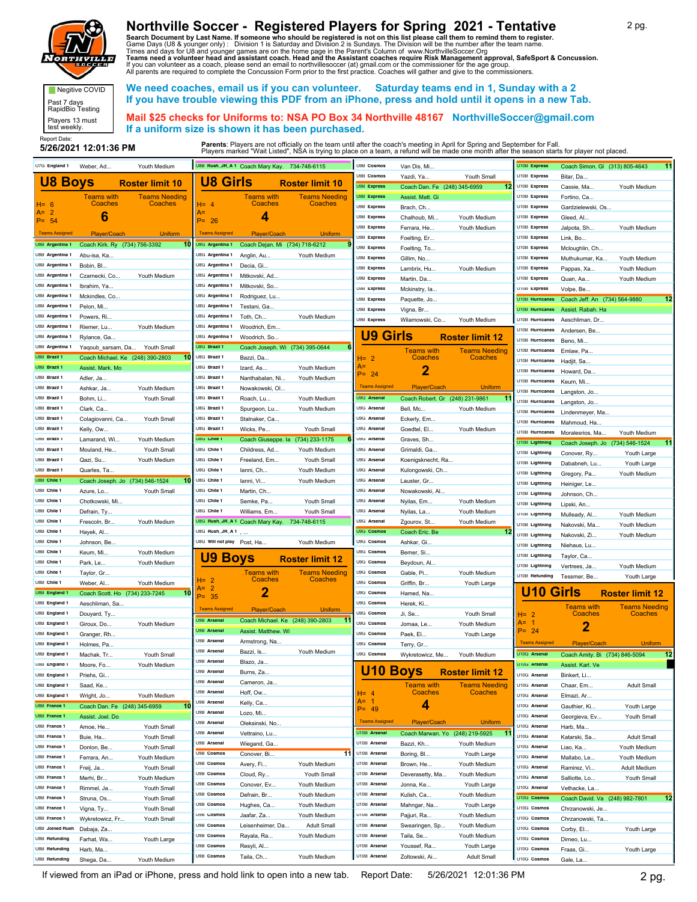# Northville Soccer - Registered Players for Spring 2021 - Tentative

**Search Document by Last Name. If someone who should be registered is not on this list please call them to remind them to register.**
Game Days (U8 & younger only) : Division 1 is Saturday and Division 2 is Sundays. The Division will be the number after the team name.
Times and days for U8 and younger games are on the home page in the Parent's Column of www.NorthvilleSoccer.Org
**Teams need a volunteer head and assistant coach. Head and the Assistant coaches require Risk Management approval, SafeSport & Concussion.**
If you can volunteer as a coach, please send an email to northvillesoccer (at) gmail.com or the commissioner for the age group.
All parents are required to complete the Concussion Form prior to the first practice. Coaches will gather and give to the commissioners.

Negitive COVID
Past 7 days
RapidBio Testing
Players 13 must test weekly.

**We need coaches, email us if you can volunteer. Saturday teams end in 1, Sunday with a 2**
**If you have trouble viewing this PDF from an iPhone, press and hold until it opens in a new Tab.**

**Mail $25 checks for Uniforms to: NSA PO Box 34 Northville 48167 NorthvilleSoccer@gmail.com**
**If a uniform size is shown it has been purchased.**

Report Date:
**5/26/2021 12:01:36 PM**

**Parents**: Players are not officially on the team until after the coach's meeting in April for Spring and September for Fall.
Players marked "Wait Listed", have 15 days prior to placing on a team, a refund will be made one month after the season starts for player not placed.

| Team | Player/Coach | Uniform |
|---|---|---|
| U7G England 1 | Weber, Ad... | Youth Medium |

## U8 Boys — Roster limit 10

H= 6, A= 2, P= 54. Teams with Coaches: 6. Teams Needing Coaches: —

| Teams Assigned | Player/Coach | Uniform |
|---|---|---|
| U8B Argentina 1 | Coach Kirk. Ry (734) 756-3392 | 10 |
| U8B Argentina 1 | Abu-isa, Ka... | |
| U8B Argentina 1 | Bobin, Bl... | |
| U8B Argentina 1 | Czarnecki, Co... | Youth Medium |
| U8B Argentina 1 | Ibrahim, Ya... | |
| U8B Argentina 1 | Mckindles, Co... | |
| U8B Argentina 1 | Pelon, Mi... | |
| U8B Argentina 1 | Powers, Ri... | |
| U8B Argentina 1 | Riemer, Lu... | Youth Medium |
| U8B Argentina 1 | Rylance, Ga... | |
| U8B Argentina 1 | Yaqoub_sarsam, Da... | Youth Small |
| U8B Brazil 1 | Coach Michael. Ke (248) 390-2803 | 10 |
| U8B Brazil 1 | Assist. Mark. Mo | |
| U8B Brazil 1 | Adler, Ja... | |
| U8B Brazil 1 | Ashkar, Ja... | Youth Medium |
| U8B Brazil 1 | Bohm, Li... | Youth Small |
| U8B Brazil 1 | Clark, Ca... | |
| U8B Brazil 1 | Colagiovanni, Ca... | Youth Small |
| U8B Brazil 1 | Kelly, Ow... | |
| U8B Brazil 1 | Lamarand, Wi... | Youth Medium |
| U8B Brazil 1 | Mouland, He... | Youth Small |
| U8B Brazil 1 | Qazi, Su... | Youth Medium |
| U8B Brazil 1 | Quarles, Ta... | |
| U8B Chile 1 | Coach Joseph. Jo (734) 546-1524 | 10 |
| U8B Chile 1 | Azure, Lo... | Youth Small |
| U8B Chile 1 | Chotkowski, Mi... | |
| U8B Chile 1 | Defrain, Ty... | |
| U8B Chile 1 | Frescoln, Br... | Youth Medium |
| U8B Chile 1 | Hayek, Al... | |
| U8B Chile 1 | Johnson, Be... | |
| U8B Chile 1 | Keum, Mi... | Youth Medium |
| U8B Chile 1 | Park, Le... | Youth Medium |
| U8B Chile 1 | Taylor, Gr... | |
| U8B Chile 1 | Weber, Al... | Youth Medium |
| U8B England 1 | Coach Scott. Ho (734) 233-7245 | 10 |
| U8B England 1 | Aeschliman, Sa... | |
| U8B England 1 | Douyard, Ty... | |
| U8B England 1 | Giroux, Do... | Youth Medium |
| U8B England 1 | Granger, Rh... | |
| U8B England 1 | Holmes, Pa... | |
| U8B England 1 | Machak, Tr... | Youth Small |
| U8B England 1 | Moore, Fo... | Youth Medium |
| U8B England 1 | Priehs, Gi... | |
| U8B England 1 | Saad, Ke... | |
| U8B England 1 | Wright, Jo... | Youth Medium |
| U8B France 1 | Coach Dan. Fe (248) 345-6959 | 10 |
| U8B France 1 | Assist. Joel. Do | |
| U8B France 1 | Amoe, He... | Youth Small |
| U8B France 1 | Buie, Ha... | Youth Small |
| U8B France 1 | Donlon, Be... | Youth Small |
| U8B France 1 | Ferrara, An... | Youth Medium |
| U8B France 1 | Freij, Ja... | Youth Small |
| U8B France 1 | Merhi, Br... | Youth Medium |
| U8B France 1 | Rimmel, Ja... | Youth Small |
| U8B France 1 | Struna, Os... | Youth Small |
| U8B France 1 | Vigna, Ty... | Youth Small |
| U8B France 1 | Wykretowicz, Fr... | Youth Small |
| U8B Joined Rush | Dabaja, Za... | |
| U8B Refunding | Farhat, Wa... | Youth Large |
| U8B Refunding | Harb, Ma... | |
| U8B Refunding | Shega, Da... | Youth Medium |

| Team | Player/Coach | Uniform |
|---|---|---|
| U8B Rush_JR_A 1 | Coach Mary Kay. 734-748-6115 | |

## U8 Girls — Roster limit 10

H= 4, A=, P= 26. Teams with Coaches: 4. Teams Needing Coaches: —

| Teams Assigned | Player/Coach | Uniform |
|---|---|---|
| U8G Argentina 1 | Coach Dejan. Mi (734) 718-6212 | 9 |
| U8G Argentina 1 | Anglin, Au... | Youth Medium |
| U8G Argentina 1 | Decia, Gi... | |
| U8G Argentina 1 | Mitkovski, Ad... | |
| U8G Argentina 1 | Mitkovski, So... | |
| U8G Argentina 1 | Rodriguez, Lu... | |
| U8G Argentina 1 | Testani, Ga... | |
| U8G Argentina 1 | Toth, Ch... | Youth Medium |
| U8G Argentina 1 | Woodrich, Em... | |
| U8G Argentina 1 | Woodrich, So... | |
| U8G Brazil 1 | Coach Joseph. Wi (734) 395-0644 | 6 |
| U8G Brazil 1 | Bazzi, Da... | |
| U8G Brazil 1 | Izard, As... | Youth Medium |
| U8G Brazil 1 | Nanthabalan, Ni... | Youth Medium |
| U8G Brazil 1 | Nowakowski, Ol... | |
| U8G Brazil 1 | Roach, Lu... | Youth Medium |
| U8G Brazil 1 | Spurgeon, Lu... | Youth Medium |
| U8G Brazil 1 | Stalnaker, Ca... | |
| U8G Brazil 1 | Wicks, Pe... | Youth Small |
| U8G Chile 1 | Coach Giuseppe. Ia (734) 233-1175 | 6 |
| U8G Chile 1 | Childress, Ad... | Youth Medium |
| U8G Chile 1 | Freeland, Em... | Youth Small |
| U8G Chile 1 | Ianni, Ch... | Youth Medium |
| U8G Chile 1 | Ianni, Vi... | Youth Medium |
| U8G Chile 1 | Martin, Ch... | |
| U8G Chile 1 | Semke, Pa... | Youth Small |
| U8G Chile 1 | Williams, Em... | Youth Small |
| U8G Rush_JR_A 1 | Coach Mary Kay. 734-748-6115 | |
| U8G Rush_JR_A 1 | , ... | |
| U8G Will not play | Post, Ha... | Youth Medium |

## U9 Boys — Roster limit 12

H= 2, A= 2, P= 35. Teams with Coaches: 2. Teams Needing Coaches: —

| Teams Assigned | Player/Coach | Uniform |
|---|---|---|
| U9B Arsenal | Coach Michael. Ke (248) 390-2803 | 11 |
| U9B Arsenal | Assist. Matthew. Wi | |
| U9B Arsenal | Armstrong, Na... | |
| U9B Arsenal | Bazzi, Is... | Youth Medium |
| U9B Arsenal | Blazo, Ja... | |
| U9B Arsenal | Burns, Za... | |
| U9B Arsenal | Cameron, Ja... | |
| U9B Arsenal | Hoff, Ow... | |
| U9B Arsenal | Kelly, Ca... | |
| U9B Arsenal | Lozo, Mi... | |
| U9B Arsenal | Oleksinski, No... | |
| U9B Arsenal | Vettraino, Lu... | |
| U9B Arsenal | Wiegand, Ga... | |
| U9B Cosmos | Conover, Bi... | 11 |
| U9B Cosmos | Avery, Fi... | Youth Medium |
| U9B Cosmos | Cloud, Ry... | Youth Small |
| U9B Cosmos | Conover, Ev... | Youth Medium |
| U9B Cosmos | Defrain, Br... | Youth Medium |
| U9B Cosmos | Hughes, Ca... | Youth Medium |
| U9B Cosmos | Jaafar, Za... | Youth Medium |
| U9B Cosmos | Leisenheimer, Da... | Adult Small |
| U9B Cosmos | Rayala, Ra... | Youth Medium |
| U9B Cosmos | Resyli, Al... | |
| U9B Cosmos | Taila, Ch... | Youth Medium |
| U9B Cosmos | Van Dis, Mi... | |
| U9B Cosmos | Yazdi, Ya... | Youth Small |
| U9B Express | Coach Dan. Fe (248) 345-6959 | 12 |
| U9B Express | Assist. Matt. Gi | |
| U9B Express | Brach, Ch... | |
| U9B Express | Chalhoub, Mi... | Youth Medium |
| U9B Express | Ferrara, He... | Youth Medium |
| U9B Express | Foelting, Er... | |
| U9B Express | Foelting, To... | |
| U9B Express | Gillim, No... | |
| U9B Express | Lambrix, Hu... | Youth Medium |
| U9B Express | Martin, Da... | |
| U9B Express | Mckinstry, Ia... | |
| U9B Express | Paquette, Jo... | |
| U9B Express | Vigna, Br... | |
| U9B Express | Wilamowski, Co... | Youth Medium |

## U9 Girls — Roster limit 12

H= 2, A=, P= 24. Teams with Coaches: 2. Teams Needing Coaches: —

| Teams Assigned | Player/Coach | Uniform |
|---|---|---|
| U9G Arsenal | Coach Robert. Gr (248) 231-9861 | 11 |
| U9G Arsenal | Bell, Mc... | Youth Medium |
| U9G Arsenal | Eckerly, Em... | |
| U9G Arsenal | Goedtel, El... | Youth Medium |
| U9G Arsenal | Graves, Sh... | |
| U9G Arsenal | Grimaldi, Ga... | |
| U9G Arsenal | Koenigsknecht, Ra... | |
| U9G Arsenal | Kulongowski, Ch... | |
| U9G Arsenal | Lauster, Gr... | |
| U9G Arsenal | Nowakowski, Al... | |
| U9G Arsenal | Nyilas, Em... | Youth Medium |
| U9G Arsenal | Nyilas, La... | Youth Medium |
| U9G Arsenal | Zgourov, St... | Youth Medium |
| U9G Cosmos | Coach Eric. Be | 12 |
| U9G Cosmos | Ashkar, Gi... | |
| U9G Cosmos | Bemer, Si... | |
| U9G Cosmos | Beydoun, Al... | |
| U9G Cosmos | Gable, Pi... | Youth Medium |
| U9G Cosmos | Griffin, Br... | Youth Large |
| U9G Cosmos | Hamed, Na... | |
| U9G Cosmos | Herek, Ki... | |
| U9G Cosmos | Ji, Se... | Youth Small |
| U9G Cosmos | Jomaa, Le... | Youth Medium |
| U9G Cosmos | Paek, El... | Youth Large |
| U9G Cosmos | Terry, Gr... | |
| U9G Cosmos | Wykretowicz, Me... | Youth Medium |

## U10 Boys — Roster limit 12

H= 4, A= 1, P= 49. Teams with Coaches: 4. Teams Needing Coaches: —

| Teams Assigned | Player/Coach | Uniform |
|---|---|---|
| U10B Arsenal | Coach Marwan. Yo (248) 219-5925 | 11 |
| U10B Arsenal | Bazzi, Kh... | Youth Medium |
| U10B Arsenal | Boring, Bl... | Youth Large |
| U10B Arsenal | Brown, He... | Youth Medium |
| U10B Arsenal | Deverasetty, Ma... | Youth Medium |
| U10B Arsenal | Jonna, Ke... | Youth Large |
| U10B Arsenal | Kulish, Ca... | Youth Medium |
| U10B Arsenal | Mahngar, Na... | Youth Large |
| U10B Arsenal | Pajjuri, Ra... | Youth Medium |
| U10B Arsenal | Swearingen, Sp... | Youth Medium |
| U10B Arsenal | Taila, Se... | Youth Medium |
| U10B Arsenal | Youssef, Ra... | Youth Large |
| U10B Arsenal | Zoltowski, Ai... | Adult Small |
| U10B Express | Coach Simon. Gl (313) 805-4643 | 11 |
| U10B Express | Bitar, Da... | |
| U10B Express | Cassie, Ma... | Youth Medium |
| U10B Express | Fortino, Ca... | |
| U10B Express | Gardzielewski, Os... | |
| U10B Express | Gleed, Al... | |
| U10B Express | Jalpota, Sh... | Youth Medium |
| U10B Express | Link, Bo... | |
| U10B Express | Mcloughlin, Ch... | |
| U10B Express | Muthukumar, Ka... | Youth Medium |
| U10B Express | Pappas, Xa... | Youth Medium |
| U10B Express | Quan, Aa... | Youth Medium |
| U10B Express | Volpe, Be... | |
| U10B Hurricanes | Coach Jeff. An (734) 564-9880 | 12 |
| U10B Hurricanes | Assist. Rabah. Ha | |
| U10B Hurricanes | Aeschliman, Dr... | |
| U10B Hurricanes | Andersen, Be... | |
| U10B Hurricanes | Beno, Mi... | |
| U10B Hurricanes | Emlaw, Pa... | |
| U10B Hurricanes | Hadjit, Sa... | |
| U10B Hurricanes | Howard, Da... | |
| U10B Hurricanes | Keum, Mi... | |
| U10B Hurricanes | Langston, Jo... | |
| U10B Hurricanes | Langston, Jo... | |
| U10B Hurricanes | Lindenmeyer, Ma... | |
| U10B Hurricanes | Mahmoud, Ha... | |
| U10B Hurricanes | Moralesrios, Ma... | Youth Medium |
| U10B Lightning | Coach Joseph. Jo (734) 546-1524 | 11 |
| U10B Lightning | Conover, Ry... | Youth Large |
| U10B Lightning | Dababneh, Lu... | Youth Large |
| U10B Lightning | Gregory, Pa... | Youth Medium |
| U10B Lightning | Heiniger, Le... | |
| U10B Lightning | Johnson, Ch... | |
| U10B Lightning | Lipski, An... | |
| U10B Lightning | Mulleady, Al... | Youth Medium |
| U10B Lightning | Nakovski, Ma... | Youth Medium |
| U10B Lightning | Nakovski, Zi... | Youth Medium |
| U10B Lightning | Niehaus, Lu... | |
| U10B Lightning | Taylor, Ca... | |
| U10B Lightning | Vertrees, Ja... | Youth Medium |
| U10B Refunding | Tessmer, Be... | Youth Large |

## U10 Girls — Roster limit 12

H= 2, A= 1, P= 24. Teams with Coaches: 2. Teams Needing Coaches: —

| Teams Assigned | Player/Coach | Uniform |
|---|---|---|
| U10G Arsenal | Coach Amity. Bi (734) 846-5094 | 12 |
| U10G Arsenal | Assist. Karl. Ve | |
| U10G Arsenal | Binkert, Li... | |
| U10G Arsenal | Chaar, Em... | Adult Small |
| U10G Arsenal | Elmazi, Ar... | |
| U10G Arsenal | Gauthier, Ki... | Youth Large |
| U10G Arsenal | Georgieva, Ev... | Youth Small |
| U10G Arsenal | Harb, Ma... | |
| U10G Arsenal | Katarski, Sa... | Adult Small |
| U10G Arsenal | Liao, Ka... | Youth Medium |
| U10G Arsenal | Mallabo, Le... | Youth Medium |
| U10G Arsenal | Ramirez, Vi... | Adult Medium |
| U10G Arsenal | Salliotte, Lo... | Youth Small |
| U10G Arsenal | Vethacke, La... | |
| U10G Cosmos | Coach David. Va (248) 982-7801 | 12 |
| U10G Cosmos | Chrzanowski, Je... | |
| U10G Cosmos | Chrzanowski, Ta... | |
| U10G Cosmos | Corby, El... | Youth Large |
| U10G Cosmos | Dimeo, Lu... | |
| U10G Cosmos | Fraas, Gi... | Youth Large |
| U10G Cosmos | Gale, La... | |

If viewed from an iPad or iPhone, press and hold link to open into a new tab. Report Date: 5/26/2021 12:01:36 PM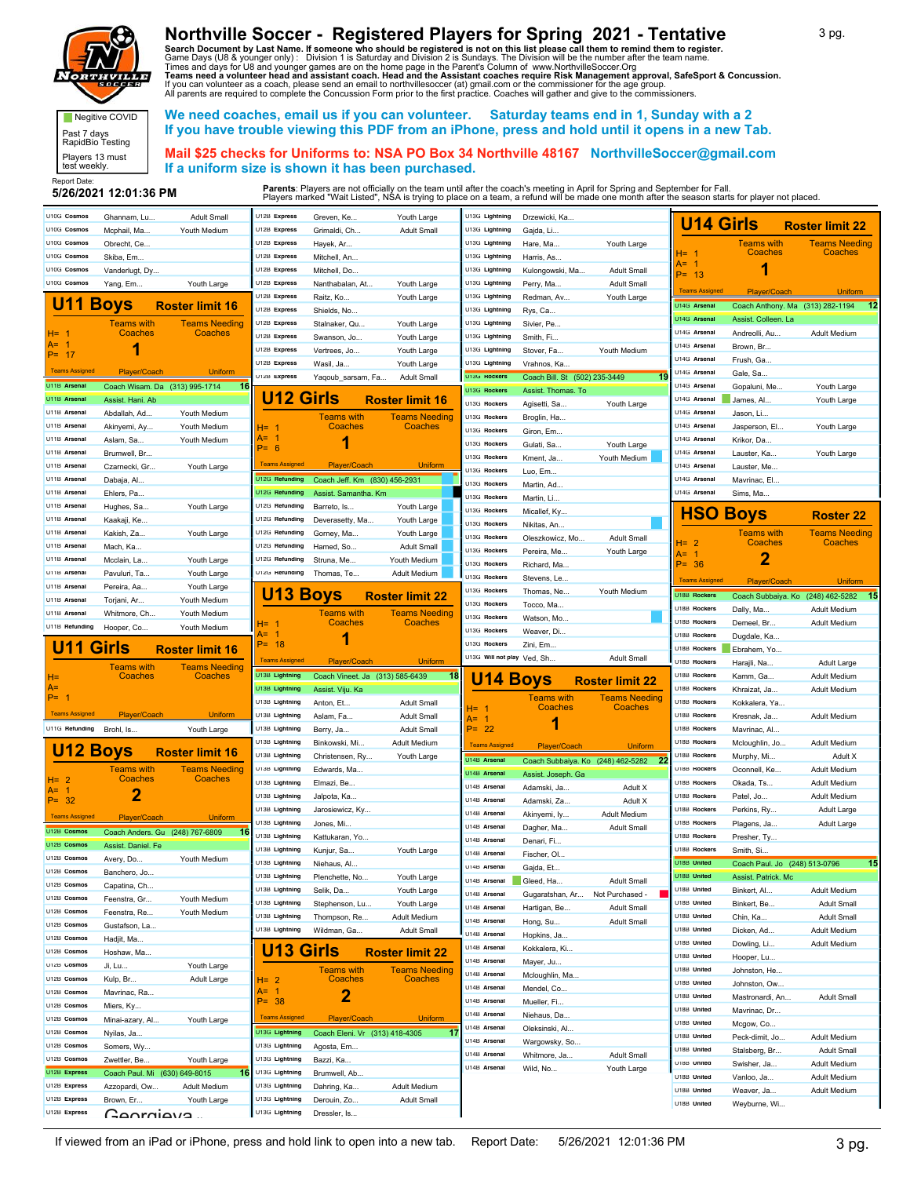# Northville Soccer - Registered Players for Spring 2021 - Tentative

**Search Document by Last Name. If someone who should be registered is not on this list please call them to remind them to register.**
Game Days (U8 & younger only) : Division 1 is Saturday and Division 2 is Sundays. The Division will be the number after the team name.
Times and days for U8 and younger games are on the home page in the Parent's Column of www.NorthvilleSoccer.Org
**Teams need a volunteer head and assistant coach. Head and the Assistant coaches require Risk Management approval, SafeSport & Concussion.**
If you can volunteer as a coach, please send an email to northvillesoccer (at) gmail.com or the commissioner for the age group.
All parents are required to complete the Concussion Form prior to the first practice. Coaches will gather and give to the commissioners.

Negitive COVID Past 7 days RapidBio Testing
Players 13 must test weekly.

Report Date: **5/26/2021 12:01:36 PM**

**We need coaches, email us if you can volunteer. Saturday teams end in 1, Sunday with a 2**
**If you have trouble viewing this PDF from an iPhone, press and hold until it opens in a new Tab.**

**Mail $25 checks for Uniforms to: NSA PO Box 34 Northville 48167 NorthvilleSoccer@gmail.com**
**If a uniform size is shown it has been purchased.**

**Parents**: Players are not officially on the team until after the coach's meeting in April for Spring and September for Fall.
Players marked "Wait Listed", NSA is trying to place on a team, a refund will be made one month after the season starts for player not placed.

| Team | Player/Coach | Uniform |
|---|---|---|
| U10G Cosmos | Ghannam, Lu... | Adult Small |
| U10G Cosmos | Mcphail, Ma... | Youth Medium |
| U10G Cosmos | Obrecht, Ce... | |
| U10G Cosmos | Skiba, Em... | |
| U10G Cosmos | Vanderlugt, Dy... | |
| U10G Cosmos | Yang, Em... | Youth Large |

## U11 Boys — Roster limit 16

H= 1, A= 1, P= 17 — Teams with Coaches: 1 — Teams Needing Coaches:

| Teams Assigned | Player/Coach | Uniform |
|---|---|---|
| U11B Arsenal | Coach Wisam. Da (313) 995-1714 | 16 |
| U11B Arsenal | Assist. Hani. Ab | |
| U11B Arsenal | Abdallah, Ad... | Youth Medium |
| U11B Arsenal | Akinyemi, Ay... | Youth Medium |
| U11B Arsenal | Aslam, Sa... | Youth Medium |
| U11B Arsenal | Brumwell, Br... | |
| U11B Arsenal | Czarnecki, Gr... | Youth Large |
| U11B Arsenal | Dabaja, Al... | |
| U11B Arsenal | Ehlers, Pa... | |
| U11B Arsenal | Hughes, Sa... | Youth Large |
| U11B Arsenal | Kaakaji, Ke... | |
| U11B Arsenal | Kakish, Za... | Youth Large |
| U11B Arsenal | Mach, Ka... | |
| U11B Arsenal | Mcclain, La... | Youth Large |
| U11B Arsenal | Pavuluri, Ta... | Youth Large |
| U11B Arsenal | Pereira, Aa... | Youth Large |
| U11B Arsenal | Torjani, Ar... | Youth Medium |
| U11B Arsenal | Whitmore, Ch... | Youth Medium |
| U11B Refunding | Hooper, Co... | Youth Medium |

## U11 Girls — Roster limit 16

H= , A= , P= 1 — Teams with Coaches: — Teams Needing Coaches:

| Teams Assigned | Player/Coach | Uniform |
|---|---|---|
| U11G Refunding | Brohl, Is... | Youth Large |

## U12 Boys — Roster limit 16

H= 2, A= 1, P= 32 — Teams with Coaches: 2 — Teams Needing Coaches:

| Teams Assigned | Player/Coach | Uniform |
|---|---|---|
| U12B Cosmos | Coach Anders. Gu (248) 767-6809 | 16 |
| U12B Cosmos | Assist. Daniel. Fe | |
| U12B Cosmos | Avery, Do... | Youth Medium |
| U12B Cosmos | Banchero, Jo... | |
| U12B Cosmos | Capatina, Ch... | |
| U12B Cosmos | Feenstra, Gr... | Youth Medium |
| U12B Cosmos | Feenstra, Re... | Youth Medium |
| U12B Cosmos | Gustafson, La... | |
| U12B Cosmos | Hadjit, Ma... | |
| U12B Cosmos | Hoshaw, Ma... | |
| U12B Cosmos | Ji, Lu... | Youth Large |
| U12B Cosmos | Kulp, Br... | Adult Large |
| U12B Cosmos | Mavrinac, Ra... | |
| U12B Cosmos | Miers, Ky... | |
| U12B Cosmos | Minai-azary, Al... | Youth Large |
| U12B Cosmos | Nyilas, Ja... | |
| U12B Cosmos | Somers, Wy... | |
| U12B Cosmos | Zwettler, Be... | Youth Large |
| U12B Express | Coach Paul. Mi (630) 649-8015 | 16 |
| U12B Express | Azzopardi, Ow... | Adult Medium |
| U12B Express | Brown, Er... | Youth Large |
| U12B Express | Georgieva... | |
| U12B Express | Greven, Ke... | Youth Large |
| U12B Express | Grimaldi, Ch... | Adult Small |
| U12B Express | Hayek, Ar... | Youth Large |
| U12B Express | Mitchell, An... | |
| U12B Express | Mitchell, Do... | |
| U12B Express | Nanthabalan, At... | Youth Large |
| U12B Express | Raitz, Ko... | Youth Large |
| U12B Express | Shields, No... | |
| U12B Express | Stalnaker, Qu... | Youth Large |
| U12B Express | Swanson, Jo... | Youth Large |
| U12B Express | Vertrees, Jo... | Youth Large |
| U12B Express | Wasil, Ja... | Youth Large |
| U12B Express | Yaqoub_sarsam, Fa... | Adult Small |

## U12 Girls — Roster limit 16

H= 1, A= 1, P= 6 — Teams with Coaches: 1 — Teams Needing Coaches:

| Teams Assigned | Player/Coach | Uniform |
|---|---|---|
| U12G Refunding | Coach Jeff. Km (830) 456-2931 | |
| U12G Refunding | Assist. Samantha. Km | |
| U12G Refunding | Barreto, Is... | Youth Large |
| U12G Refunding | Deverasetty, Ma... | Youth Large |
| U12G Refunding | Gorney, Ma... | Youth Large |
| U12G Refunding | Hamed, So... | Adult Small |
| U12G Refunding | Struna, Me... | Youth Medium |
| U12G Refunding | Thomas, Te... | Adult Medium |

## U13 Boys — Roster limit 22

H= 1, A= 1, P= 18 — Teams with Coaches: 1 — Teams Needing Coaches:

| Teams Assigned | Player/Coach | Uniform |
|---|---|---|
| U13B Lightning | Coach Vineet. Ja (313) 585-6439 | 18 |
| U13B Lightning | Assist. Viju. Ka | |
| U13B Lightning | Anton, Et... | Adult Small |
| U13B Lightning | Aslam, Fa... | Adult Small |
| U13B Lightning | Berry, Ja... | Adult Small |
| U13B Lightning | Binkowski, Mi... | Adult Medium |
| U13B Lightning | Christensen, Ry... | Youth Large |
| U13B Lightning | Edwards, Ma... | |
| U13B Lightning | Elmazi, Be... | |
| U13B Lightning | Jalpota, Ka... | |
| U13B Lightning | Jarosiewicz, Ky... | |
| U13B Lightning | Jones, Mi... | |
| U13B Lightning | Kattukaran, Yo... | |
| U13B Lightning | Kunjur, Sa... | Youth Large |
| U13B Lightning | Niehaus, Al... | |
| U13B Lightning | Plenchette, No... | Youth Large |
| U13B Lightning | Selik, Da... | Youth Large |
| U13B Lightning | Stephenson, Lu... | Youth Large |
| U13B Lightning | Thompson, Re... | Adult Medium |
| U13B Lightning | Wildman, Ga... | Adult Small |

## U13 Girls — Roster limit 22

H= 2, A= 1, P= 38 — Teams with Coaches: 2 — Teams Needing Coaches:

| Teams Assigned | Player/Coach | Uniform |
|---|---|---|
| U13G Lightning | Coach Eleni. Vr (313) 418-4305 | 17 |
| U13G Lightning | Agosta, Em... | |
| U13G Lightning | Bazzi, Ka... | |
| U13G Lightning | Brumwell, Ab... | |
| U13G Lightning | Dahring, Ka... | Adult Medium |
| U13G Lightning | Derouin, Zo... | Adult Small |
| U13G Lightning | Dressler, Is... | |
| U13G Lightning | Drzewicki, Ka... | |
| U13G Lightning | Gajda, Li... | |
| U13G Lightning | Hare, Ma... | Youth Large |
| U13G Lightning | Harris, As... | |
| U13G Lightning | Kulongowski, Ma... | Adult Small |
| U13G Lightning | Perry, Ma... | Adult Small |
| U13G Lightning | Redman, Av... | Youth Large |
| U13G Lightning | Rys, Ca... | |
| U13G Lightning | Sivier, Pe... | |
| U13G Lightning | Smith, Fi... | |
| U13G Lightning | Stover, Pa... | Youth Medium |
| U13G Lightning | Vrahnos, Ka... | |
| U13G Rockers | Coach Bill. St (502) 235-3449 | 19 |
| U13G Rockers | Assist. Thomas. To | |
| U13G Rockers | Agisetti, Sa... | Youth Large |
| U13G Rockers | Broglin, Ha... | |
| U13G Rockers | Giron, Em... | |
| U13G Rockers | Gulati, Sa... | Youth Large |
| U13G Rockers | Kment, Ja... | Youth Medium |
| U13G Rockers | Luo, Em... | |
| U13G Rockers | Martin, Ad... | |
| U13G Rockers | Martin, Li... | |
| U13G Rockers | Micallef, Ky... | |
| U13G Rockers | Nikitas, An... | |
| U13G Rockers | Oleszkowicz, Mo... | Adult Small |
| U13G Rockers | Pereira, Me... | Youth Large |
| U13G Rockers | Richard, Ma... | |
| U13G Rockers | Stevens, Le... | |
| U13G Rockers | Thomas, Ne... | Youth Medium |
| U13G Rockers | Tocco, Ma... | |
| U13G Rockers | Watson, Mo... | |
| U13G Rockers | Weaver, Di... | |
| U13G Rockers | Zini, Em... | |
| U13G Will not play | Ved, Sh... | Adult Small |

## U14 Boys — Roster limit 22

H= 1, A= 1, P= 22 — Teams with Coaches: 1 — Teams Needing Coaches:

| Teams Assigned | Player/Coach | Uniform |
|---|---|---|
| U14B Arsenal | Coach Subbaiya. Ko (248) 462-5282 | 22 |
| U14B Arsenal | Assist. Joseph. Ga | |
| U14B Arsenal | Adamski, Ja... | Adult X |
| U14B Arsenal | Adamski, Za... | Adult X |
| U14B Arsenal | Akinyemi, Iy... | Adult Medium |
| U14B Arsenal | Dagher, Ma... | Adult Small |
| U14B Arsenal | Denari, Fi... | |
| U14B Arsenal | Fischer, Ol... | |
| U14B Arsenal | Gajda, Et... | |
| U14B Arsenal | Gleed, Ha... | Adult Small |
| U14B Arsenal | Gugaratshan, Ar... | Not Purchased - |
| U14B Arsenal | Hartigan, Be... | Adult Small |
| U14B Arsenal | Hong, Su... | Adult Small |
| U14B Arsenal | Hopkins, Ja... | |
| U14B Arsenal | Kokkalera, Ki... | |
| U14B Arsenal | Mayer, Ju... | |
| U14B Arsenal | Mcloughlin, Ma... | |
| U14B Arsenal | Mendel, Co... | |
| U14B Arsenal | Mueller, Fi... | |
| U14B Arsenal | Niehaus, Da... | |
| U14B Arsenal | Oleksinski, Al... | |
| U14B Arsenal | Wargowsky, So... | |
| U14B Arsenal | Whitmore, Ja... | Adult Small |
| U14B Arsenal | Wild, No... | Youth Large |

## U14 Girls — Roster limit 22

H= 1, A= 1, P= 13 — Teams with Coaches: 1 — Teams Needing Coaches:

| Teams Assigned | Player/Coach | Uniform |
|---|---|---|
| U14G Arsenal | Coach Anthony. Ma (313) 282-1194 | 12 |
| U14G Arsenal | Assist. Colleen. La | |
| U14G Arsenal | Andreolli, Au... | Adult Medium |
| U14G Arsenal | Brown, Br... | |
| U14G Arsenal | Frush, Ga... | |
| U14G Arsenal | Gale, Sa... | |
| U14G Arsenal | Gopaluni, Me... | Youth Large |
| U14G Arsenal | James, Al... | Youth Large |
| U14G Arsenal | Jason, Li... | |
| U14G Arsenal | Jasperson, El... | Youth Large |
| U14G Arsenal | Krikor, Da... | |
| U14G Arsenal | Lauster, Ka... | Youth Large |
| U14G Arsenal | Lauster, Me... | |
| U14G Arsenal | Mavrinac, El... | |
| U14G Arsenal | Sims, Ma... | |

## HSO Boys — Roster 22

H= 2, A= 1, P= 36 — Teams with Coaches: 2 — Teams Needing Coaches:

| Teams Assigned | Player/Coach | Uniform |
|---|---|---|
| U18B Rockers | Coach Subbaiya. Ko (248) 462-5282 | 15 |
| U18B Rockers | Daily, Ma... | Adult Medium |
| U18B Rockers | Demeel, Br... | Adult Medium |
| U18B Rockers | Dugdale, Ka... | |
| U18B Rockers | Ebrahem, Yo... | |
| U18B Rockers | Harajli, No... | Adult Large |
| U18B Rockers | Kamm, Ga... | Adult Medium |
| U18B Rockers | Khraizat, Ja... | Adult Medium |
| U18B Rockers | Kokkalera, Ya... | |
| U18B Rockers | Kresnak, Ja... | Adult Medium |
| U18B Rockers | Mavrinac, Al... | |
| U18B Rockers | Mcloughlin, Jo... | Adult Medium |
| U18B Rockers | Murphy, Mi... | Adult X |
| U18B Rockers | Oconnell, Ke... | Adult Medium |
| U18B Rockers | Okada, Ts... | Adult Medium |
| U18B Rockers | Patel, Jo... | Adult Medium |
| U18B Rockers | Perkins, Ry... | Adult Large |
| U18B Rockers | Plagens, Ja... | Adult Large |
| U18B Rockers | Presher, Ty... | |
| U18B Rockers | Smith, Si... | |
| U18B United | Coach Paul. Jo (248) 513-0796 | 15 |
| U18B United | Assist. Patrick. Mc | |
| U18B United | Binkert, Al... | Adult Medium |
| U18B United | Binkert, Be... | Adult Small |
| U18B United | Chin, Ka... | Adult Small |
| U18B United | Dicken, Ad... | Adult Medium |
| U18B United | Dowling, Li... | Adult Medium |
| U18B United | Hooper, Lu... | |
| U18B United | Johnston, He... | |
| U18B United | Johnston, Ow... | |
| U18B United | Mastronardi, An... | Adult Small |
| U18B United | Mavrinac, Dr... | |
| U18B United | Mcgow, Co... | |
| U18B United | Peck-dimit, Jo... | Adult Medium |
| U18B United | Stalsberg, Br... | Adult Small |
| U18B United | Swisher, Ja... | Adult Medium |
| U18B United | Vanloo, Ja... | Adult Medium |
| U18B United | Weaver, Ja... | Adult Medium |
| U18B United | Weyburne, Wi... | |

If viewed from an iPad or iPhone, press and hold link to open into a new tab. Report Date: 5/26/2021 12:01:36 PM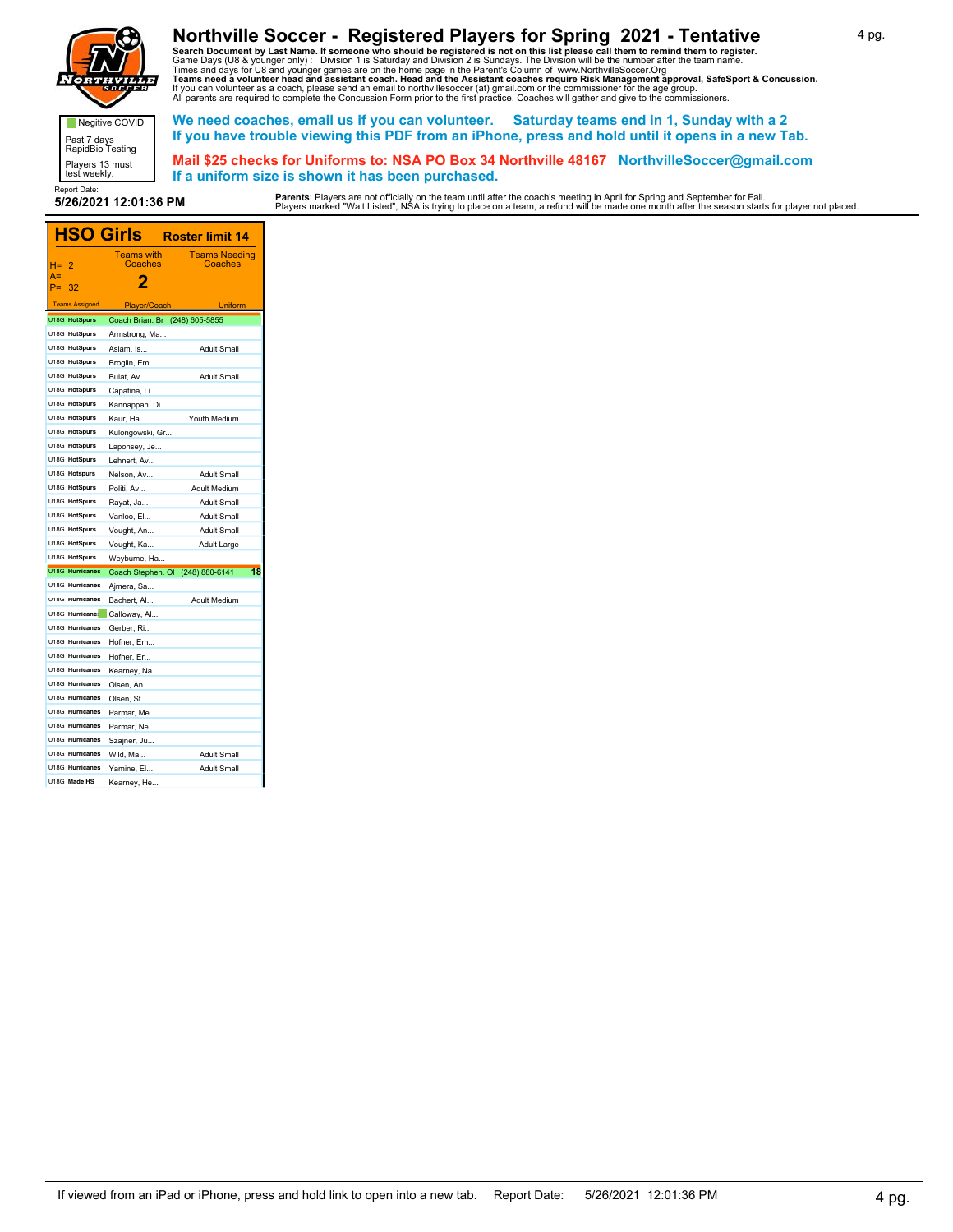# Northville Soccer - Registered Players for Spring 2021 - Tentative

**Search Document by Last Name. If someone who should be registered is not on this list please call them to remind them to register.**
Game Days (U8 & younger only) : Division 1 is Saturday and Division 2 is Sundays. The Division will be the number after the team name.
Times and days for U8 and younger games are on the home page in the Parent's Column of www.NorthvilleSoccer.Org
**Teams need a volunteer head and assistant coach. Head and the Assistant coaches require Risk Management approval, SafeSport & Concussion.**
If you can volunteer as a coach, please send an email to northvillesoccer (at) gmail.com or the commissioner for the age group.
All parents are required to complete the Concussion Form prior to the first practice. Coaches will gather and give to the commissioners.

Negitive COVID
Past 7 days RapidBio Testing
Players 13 must test weekly.

**We need coaches, email us if you can volunteer. Saturday teams end in 1, Sunday with a 2**
**If you have trouble viewing this PDF from an iPhone, press and hold until it opens in a new Tab.**

**Mail $25 checks for Uniforms to: NSA PO Box 34 Northville 48167 NorthvilleSoccer@gmail.com**
**If a uniform size is shown it has been purchased.**

Report Date:
**5/26/2021 12:01:36 PM**

**Parents**: Players are not officially on the team until after the coach's meeting in April for Spring and September for Fall.
Players marked "Wait Listed", NSA is trying to place on a team, a refund will be made one month after the season starts for player not placed.

## HSO Girls Roster limit 14

H= 2
A=
P= 32

Teams with Coaches: 2
Teams Needing Coaches:

| Teams Assigned | Player/Coach | Uniform |
|---|---|---|
| U18G HotSpurs | Coach Brian. Br (248) 605-5855 | |
| U18G HotSpurs | Armstrong, Ma... | |
| U18G HotSpurs | Aslam, Is... | Adult Small |
| U18G HotSpurs | Broglin, Em... | |
| U18G HotSpurs | Bulat, Av... | Adult Small |
| U18G HotSpurs | Capatina, Li... | |
| U18G HotSpurs | Kannappan, Di... | |
| U18G HotSpurs | Kaur, Ha... | Youth Medium |
| U18G HotSpurs | Kulongowski, Gr... | |
| U18G HotSpurs | Laponsey, Je... | |
| U18G HotSpurs | Lehnert, Av... | |
| U18G Hotspurs | Nelson, Av... | Adult Small |
| U18G HotSpurs | Politi, Av... | Adult Medium |
| U18G HotSpurs | Rayat, Ja... | Adult Small |
| U18G HotSpurs | Vanloo, El... | Adult Small |
| U18G HotSpurs | Vought, An... | Adult Small |
| U18G HotSpurs | Vought, Ka... | Adult Large |
| U18G HotSpurs | Weyburne, Ha... | |
| U18G Hurricanes | Coach Stephen. Ol (248) 880-6141 | 18 |
| U18G Hurricanes | Ajmera, Sa... | |
| U18G Hurricanes | Bachert, Al... | Adult Medium |
| U18G Hurricanes | Calloway, Al... | |
| U18G Hurricanes | Gerber, Ri... | |
| U18G Hurricanes | Hofner, Em... | |
| U18G Hurricanes | Hofner, Er... | |
| U18G Hurricanes | Kearney, Na... | |
| U18G Hurricanes | Olsen, An... | |
| U18G Hurricanes | Olsen, St... | |
| U18G Hurricanes | Parmar, Me... | |
| U18G Hurricanes | Parmar, Ne... | |
| U18G Hurricanes | Szajner, Ju... | |
| U18G Hurricanes | Wild, Ma... | Adult Small |
| U18G Hurricanes | Yamine, El... | Adult Small |
| U18G Made HS | Kearney, He... | |

If viewed from an iPad or iPhone, press and hold link to open into a new tab. Report Date: 5/26/2021 12:01:36 PM